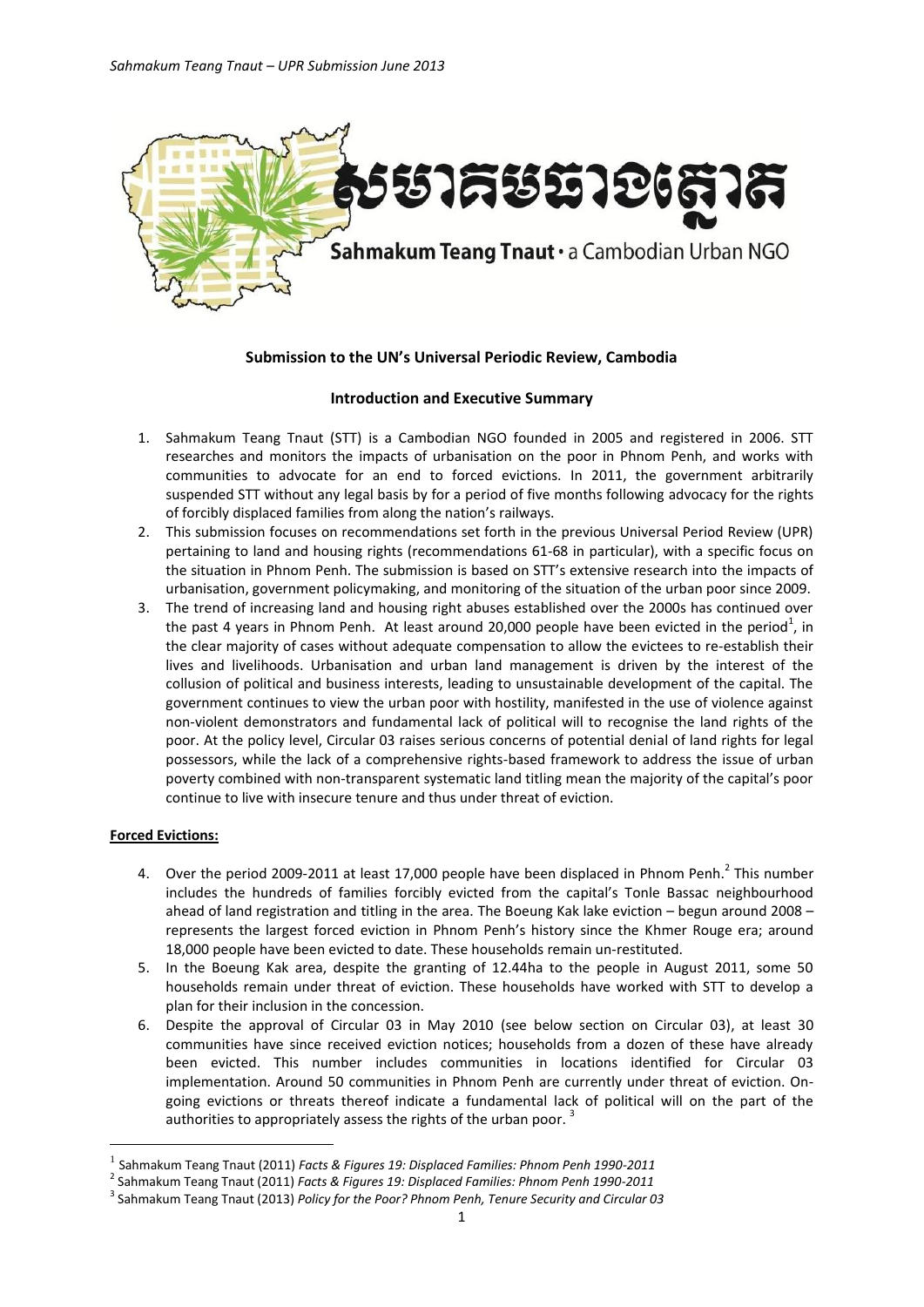## Submission to the UN's Universal Periodic Review, Cambodia

### Introduction and Executive Summary

1. Sahmakum Teang Tnaut (STT) is a Cambodian NGO founded in 2005 and registered in 2006. STT researches and monitors the impacts of urbanisation on the poor in Phnom Penh, and works with communities to advocate for an end to forced evictions. In 2011, the government arbitrarily suspended STT without any legal basis by for a period of five months following advocacy for the rights of forcibly displaced families from along the nation's railways.
2. This submission focuses on recommendations set forth in the previous Universal Period Review (UPR) pertaining to land and housing rights (recommendations 61-68 in particular), with a specific focus on the situation in Phnom Penh. The submission is based on STT's extensive research into the impacts of urbanisation, government policymaking, and monitoring of the situation of the urban poor since 2009.
3. The trend of increasing land and housing right abuses established over the 2000s has continued over the past 4 years in Phnom Penh. At least around 20,000 people have been evicted in the period[1], in the clear majority of cases without adequate compensation to allow the evictees to re-establish their lives and livelihoods. Urbanisation and urban land management is driven by the interest of the collusion of political and business interests, leading to unsustainable development of the capital. The government continues to view the urban poor with hostility, manifested in the use of violence against non-violent demonstrators and fundamental lack of political will to recognise the land rights of the poor. At the policy level, Circular 03 raises serious concerns of potential denial of land rights for legal possessors, while the lack of a comprehensive rights-based framework to address the issue of urban poverty combined with non-transparent systematic land titling mean the majority of the capital's poor continue to live with insecure tenure and thus under threat of eviction.

**Forced Evictions:**

4. Over the period 2009-2011 at least 17,000 people have been displaced in Phnom Penh.[2] This number includes the hundreds of families forcibly evicted from the capital's Tonle Bassac neighbourhood ahead of land registration and titling in the area. The Boeung Kak lake eviction – begun around 2008 – represents the largest forced eviction in Phnom Penh's history since the Khmer Rouge era; around 18,000 people have been evicted to date. These households remain un-restituted.
5. In the Boeung Kak area, despite the granting of 12.44ha to the people in August 2011, some 50 households remain under threat of eviction. These households have worked with STT to develop a plan for their inclusion in the concession.
6. Despite the approval of Circular 03 in May 2010 (see below section on Circular 03), at least 30 communities have since received eviction notices; households from a dozen of these have already been evicted. This number includes communities in locations identified for Circular 03 implementation. Around 50 communities in Phnom Penh are currently under threat of eviction. On-going evictions or threats thereof indicate a fundamental lack of political will on the part of the authorities to appropriately assess the rights of the urban poor.[3]

---

[1] Sahmakum Teang Tnaut (2011) *Facts & Figures 19: Displaced Families: Phnom Penh 1990-2011*

[2] Sahmakum Teang Tnaut (2011) *Facts & Figures 19: Displaced Families: Phnom Penh 1990-2011*

[3] Sahmakum Teang Tnaut (2013) *Policy for the Poor? Phnom Penh, Tenure Security and Circular 03*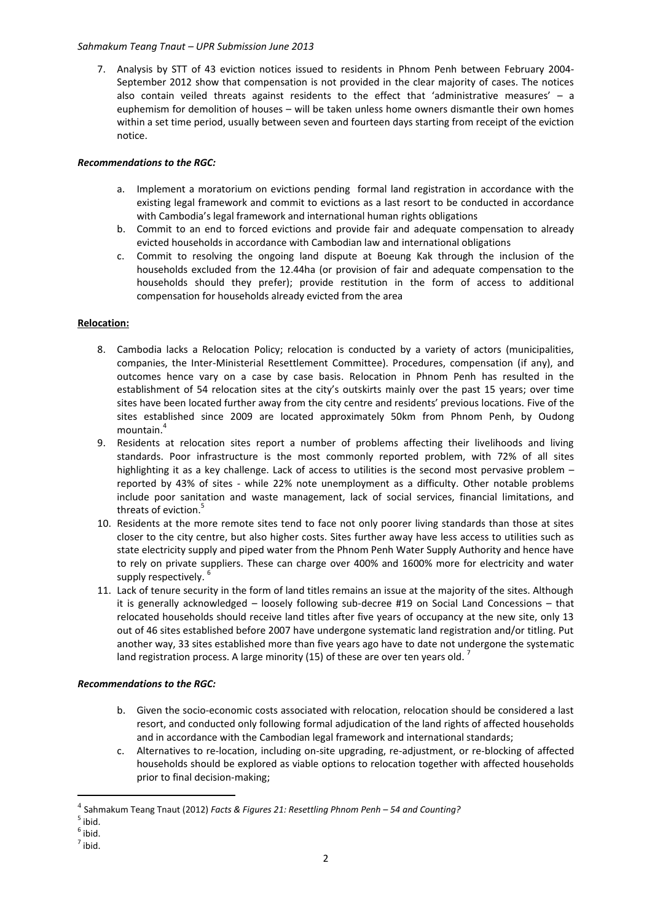7. Analysis by STT of 43 eviction notices issued to residents in Phnom Penh between February 2004-September 2012 show that compensation is not provided in the clear majority of cases. The notices also contain veiled threats against residents to the effect that 'administrative measures' – a euphemism for demolition of houses – will be taken unless home owners dismantle their own homes within a set time period, usually between seven and fourteen days starting from receipt of the eviction notice.

***Recommendations to the RGC:***

a. Implement a moratorium on evictions pending formal land registration in accordance with the existing legal framework and commit to evictions as a last resort to be conducted in accordance with Cambodia's legal framework and international human rights obligations
b. Commit to an end to forced evictions and provide fair and adequate compensation to already evicted households in accordance with Cambodian law and international obligations
c. Commit to resolving the ongoing land dispute at Boeung Kak through the inclusion of the households excluded from the 12.44ha (or provision of fair and adequate compensation to the households should they prefer); provide restitution in the form of access to additional compensation for households already evicted from the area

**Relocation:**

8. Cambodia lacks a Relocation Policy; relocation is conducted by a variety of actors (municipalities, companies, the Inter-Ministerial Resettlement Committee). Procedures, compensation (if any), and outcomes hence vary on a case by case basis. Relocation in Phnom Penh has resulted in the establishment of 54 relocation sites at the city's outskirts mainly over the past 15 years; over time sites have been located further away from the city centre and residents' previous locations. Five of the sites established since 2009 are located approximately 50km from Phnom Penh, by Oudong mountain.[4]
9. Residents at relocation sites report a number of problems affecting their livelihoods and living standards. Poor infrastructure is the most commonly reported problem, with 72% of all sites highlighting it as a key challenge. Lack of access to utilities is the second most pervasive problem – reported by 43% of sites - while 22% note unemployment as a difficulty. Other notable problems include poor sanitation and waste management, lack of social services, financial limitations, and threats of eviction.[5]
10. Residents at the more remote sites tend to face not only poorer living standards than those at sites closer to the city centre, but also higher costs. Sites further away have less access to utilities such as state electricity supply and piped water from the Phnom Penh Water Supply Authority and hence have to rely on private suppliers. These can charge over 400% and 1600% more for electricity and water supply respectively.[6]
11. Lack of tenure security in the form of land titles remains an issue at the majority of the sites. Although it is generally acknowledged – loosely following sub-decree #19 on Social Land Concessions – that relocated households should receive land titles after five years of occupancy at the new site, only 13 out of 46 sites established before 2007 have undergone systematic land registration and/or titling. Put another way, 33 sites established more than five years ago have to date not undergone the systematic land registration process. A large minority (15) of these are over ten years old.[7]

***Recommendations to the RGC:***

b. Given the socio-economic costs associated with relocation, relocation should be considered a last resort, and conducted only following formal adjudication of the land rights of affected households and in accordance with the Cambodian legal framework and international standards;
c. Alternatives to re-location, including on-site upgrading, re-adjustment, or re-blocking of affected households should be explored as viable options to relocation together with affected households prior to final decision-making;

---

[4] Sahmakum Teang Tnaut (2012) *Facts & Figures 21: Resettling Phnom Penh – 54 and Counting?*
[5] ibid.
[6] ibid.
[7] ibid.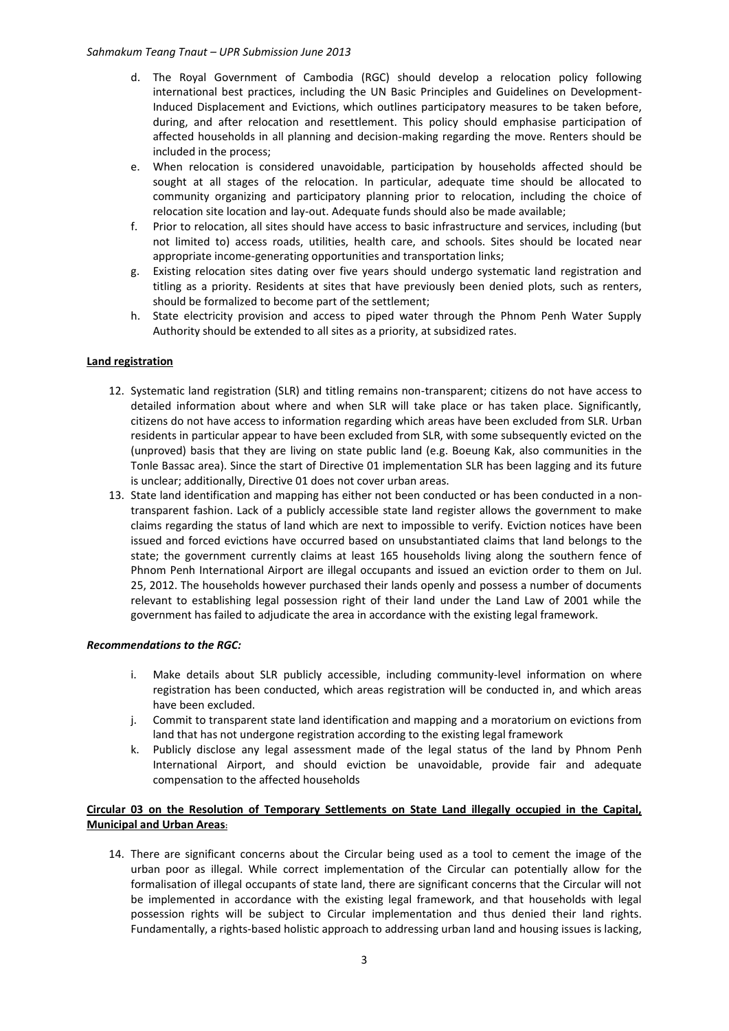d. The Royal Government of Cambodia (RGC) should develop a relocation policy following international best practices, including the UN Basic Principles and Guidelines on Development-Induced Displacement and Evictions, which outlines participatory measures to be taken before, during, and after relocation and resettlement. This policy should emphasise participation of affected households in all planning and decision-making regarding the move. Renters should be included in the process;
e. When relocation is considered unavoidable, participation by households affected should be sought at all stages of the relocation. In particular, adequate time should be allocated to community organizing and participatory planning prior to relocation, including the choice of relocation site location and lay-out. Adequate funds should also be made available;
f. Prior to relocation, all sites should have access to basic infrastructure and services, including (but not limited to) access roads, utilities, health care, and schools. Sites should be located near appropriate income-generating opportunities and transportation links;
g. Existing relocation sites dating over five years should undergo systematic land registration and titling as a priority. Residents at sites that have previously been denied plots, such as renters, should be formalized to become part of the settlement;
h. State electricity provision and access to piped water through the Phnom Penh Water Supply Authority should be extended to all sites as a priority, at subsidized rates.

**Land registration**

12. Systematic land registration (SLR) and titling remains non-transparent; citizens do not have access to detailed information about where and when SLR will take place or has taken place. Significantly, citizens do not have access to information regarding which areas have been excluded from SLR. Urban residents in particular appear to have been excluded from SLR, with some subsequently evicted on the (unproved) basis that they are living on state public land (e.g. Boeung Kak, also communities in the Tonle Bassac area). Since the start of Directive 01 implementation SLR has been lagging and its future is unclear; additionally, Directive 01 does not cover urban areas.
13. State land identification and mapping has either not been conducted or has been conducted in a non-transparent fashion. Lack of a publicly accessible state land register allows the government to make claims regarding the status of land which are next to impossible to verify. Eviction notices have been issued and forced evictions have occurred based on unsubstantiated claims that land belongs to the state; the government currently claims at least 165 households living along the southern fence of Phnom Penh International Airport are illegal occupants and issued an eviction order to them on Jul. 25, 2012. The households however purchased their lands openly and possess a number of documents relevant to establishing legal possession right of their land under the Land Law of 2001 while the government has failed to adjudicate the area in accordance with the existing legal framework.

***Recommendations to the RGC:***

i. Make details about SLR publicly accessible, including community-level information on where registration has been conducted, which areas registration will be conducted in, and which areas have been excluded.
j. Commit to transparent state land identification and mapping and a moratorium on evictions from land that has not undergone registration according to the existing legal framework
k. Publicly disclose any legal assessment made of the legal status of the land by Phnom Penh International Airport, and should eviction be unavoidable, provide fair and adequate compensation to the affected households

**Circular 03 on the Resolution of Temporary Settlements on State Land illegally occupied in the Capital, Municipal and Urban Areas:**

14. There are significant concerns about the Circular being used as a tool to cement the image of the urban poor as illegal. While correct implementation of the Circular can potentially allow for the formalisation of illegal occupants of state land, there are significant concerns that the Circular will not be implemented in accordance with the existing legal framework, and that households with legal possession rights will be subject to Circular implementation and thus denied their land rights. Fundamentally, a rights-based holistic approach to addressing urban land and housing issues is lacking,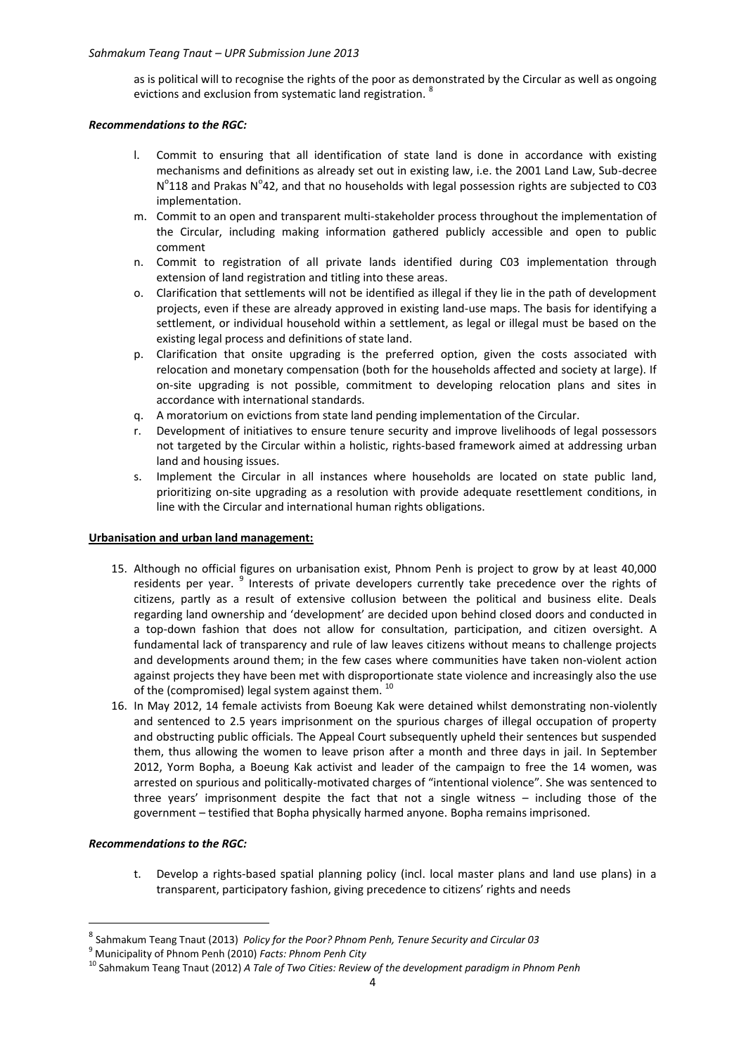as is political will to recognise the rights of the poor as demonstrated by the Circular as well as ongoing evictions and exclusion from systematic land registration. [8]

***Recommendations to the RGC:***

l. Commit to ensuring that all identification of state land is done in accordance with existing mechanisms and definitions as already set out in existing law, i.e. the 2001 Land Law, Sub-decree N°118 and Prakas N°42, and that no households with legal possession rights are subjected to C03 implementation.
m. Commit to an open and transparent multi-stakeholder process throughout the implementation of the Circular, including making information gathered publicly accessible and open to public comment
n. Commit to registration of all private lands identified during C03 implementation through extension of land registration and titling into these areas.
o. Clarification that settlements will not be identified as illegal if they lie in the path of development projects, even if these are already approved in existing land-use maps. The basis for identifying a settlement, or individual household within a settlement, as legal or illegal must be based on the existing legal process and definitions of state land.
p. Clarification that onsite upgrading is the preferred option, given the costs associated with relocation and monetary compensation (both for the households affected and society at large). If on-site upgrading is not possible, commitment to developing relocation plans and sites in accordance with international standards.
q. A moratorium on evictions from state land pending implementation of the Circular.
r. Development of initiatives to ensure tenure security and improve livelihoods of legal possessors not targeted by the Circular within a holistic, rights-based framework aimed at addressing urban land and housing issues.
s. Implement the Circular in all instances where households are located on state public land, prioritizing on-site upgrading as a resolution with provide adequate resettlement conditions, in line with the Circular and international human rights obligations.

**Urbanisation and urban land management:**

15. Although no official figures on urbanisation exist, Phnom Penh is project to grow by at least 40,000 residents per year. [9] Interests of private developers currently take precedence over the rights of citizens, partly as a result of extensive collusion between the political and business elite. Deals regarding land ownership and 'development' are decided upon behind closed doors and conducted in a top-down fashion that does not allow for consultation, participation, and citizen oversight. A fundamental lack of transparency and rule of law leaves citizens without means to challenge projects and developments around them; in the few cases where communities have taken non-violent action against projects they have been met with disproportionate state violence and increasingly also the use of the (compromised) legal system against them. [10]
16. In May 2012, 14 female activists from Boeung Kak were detained whilst demonstrating non-violently and sentenced to 2.5 years imprisonment on the spurious charges of illegal occupation of property and obstructing public officials. The Appeal Court subsequently upheld their sentences but suspended them, thus allowing the women to leave prison after a month and three days in jail. In September 2012, Yorm Bopha, a Boeung Kak activist and leader of the campaign to free the 14 women, was arrested on spurious and politically-motivated charges of "intentional violence". She was sentenced to three years' imprisonment despite the fact that not a single witness – including those of the government – testified that Bopha physically harmed anyone. Bopha remains imprisoned.

***Recommendations to the RGC:***

t. Develop a rights-based spatial planning policy (incl. local master plans and land use plans) in a transparent, participatory fashion, giving precedence to citizens' rights and needs

---

[8] Sahmakum Teang Tnaut (2013) *Policy for the Poor? Phnom Penh, Tenure Security and Circular 03*

[9] Municipality of Phnom Penh (2010) *Facts: Phnom Penh City*

[10] Sahmakum Teang Tnaut (2012) *A Tale of Two Cities: Review of the development paradigm in Phnom Penh*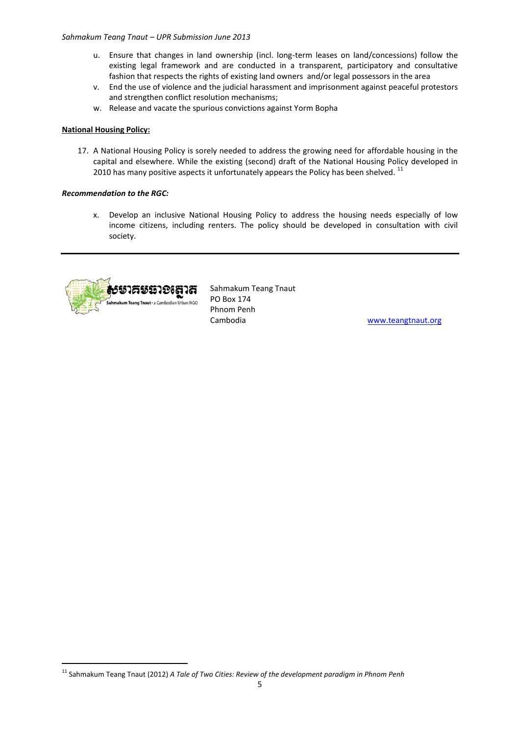u. Ensure that changes in land ownership (incl. long-term leases on land/concessions) follow the existing legal framework and are conducted in a transparent, participatory and consultative fashion that respects the rights of existing land owners and/or legal possessors in the area
v. End the use of violence and the judicial harassment and imprisonment against peaceful protestors and strengthen conflict resolution mechanisms;
w. Release and vacate the spurious convictions against Yorm Bopha

**National Housing Policy:**

17. A National Housing Policy is sorely needed to address the growing need for affordable housing in the capital and elsewhere. While the existing (second) draft of the National Housing Policy developed in 2010 has many positive aspects it unfortunately appears the Policy has been shelved. [11]

***Recommendation to the RGC:***

x. Develop an inclusive National Housing Policy to address the housing needs especially of low income citizens, including renters. The policy should be developed in consultation with civil society.

---

សមាគមធាងត្នោត
Sahmakum Teang Tnaut • a Cambodian Urban NGO

Sahmakum Teang Tnaut
PO Box 174
Phnom Penh
Cambodia

www.teangtnaut.org

[11] Sahmakum Teang Tnaut (2012) *A Tale of Two Cities: Review of the development paradigm in Phnom Penh*